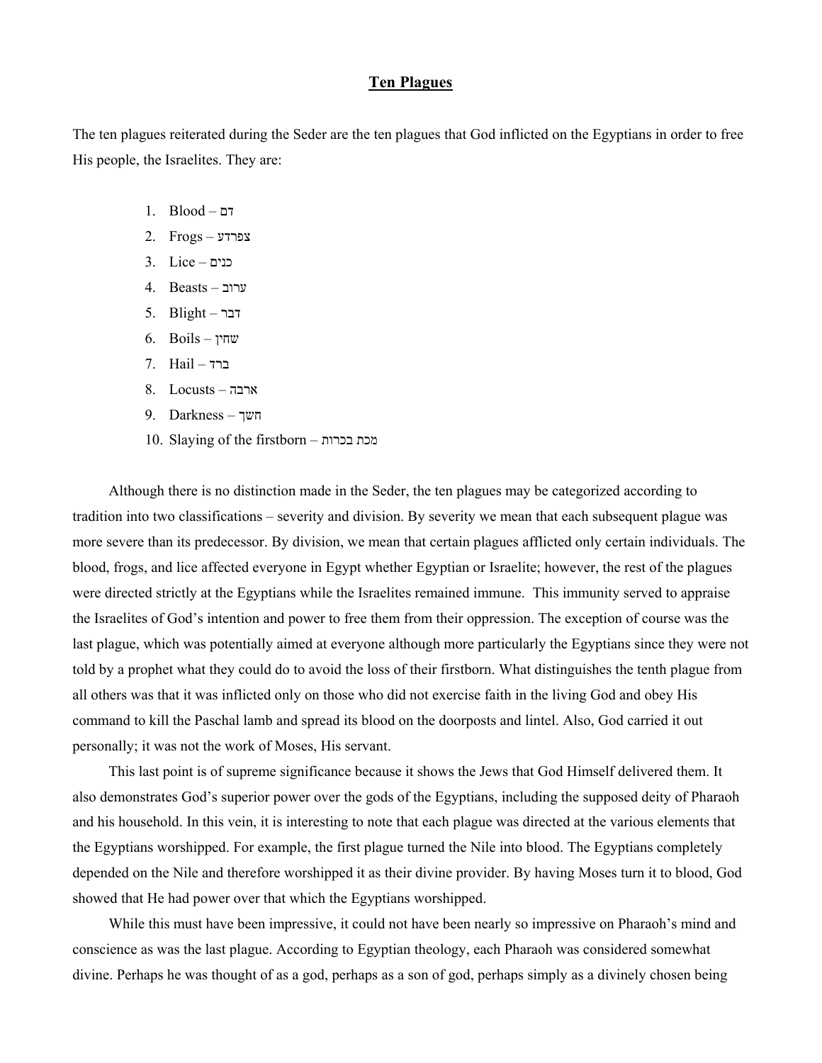## Ten Plagues

The ten plagues reiterated during the Seder are the ten plagues that God inflicted on the Egyptians in order to free His people, the Israelites. They are:

1. Blood – דם
2. Frogs – צפרדע
3. Lice – כנים
4. Beasts – ערוב
5. Blight – דבר
6. Boils – שחין
7. Hail – ברד
8. Locusts – ארבה
9. Darkness – חשך
10. Slaying of the firstborn – מכת בכרות

Although there is no distinction made in the Seder, the ten plagues may be categorized according to tradition into two classifications – severity and division. By severity we mean that each subsequent plague was more severe than its predecessor. By division, we mean that certain plagues afflicted only certain individuals. The blood, frogs, and lice affected everyone in Egypt whether Egyptian or Israelite; however, the rest of the plagues were directed strictly at the Egyptians while the Israelites remained immune. This immunity served to appraise the Israelites of God's intention and power to free them from their oppression. The exception of course was the last plague, which was potentially aimed at everyone although more particularly the Egyptians since they were not told by a prophet what they could do to avoid the loss of their firstborn. What distinguishes the tenth plague from all others was that it was inflicted only on those who did not exercise faith in the living God and obey His command to kill the Paschal lamb and spread its blood on the doorposts and lintel. Also, God carried it out personally; it was not the work of Moses, His servant.

This last point is of supreme significance because it shows the Jews that God Himself delivered them. It also demonstrates God's superior power over the gods of the Egyptians, including the supposed deity of Pharaoh and his household. In this vein, it is interesting to note that each plague was directed at the various elements that the Egyptians worshipped. For example, the first plague turned the Nile into blood. The Egyptians completely depended on the Nile and therefore worshipped it as their divine provider. By having Moses turn it to blood, God showed that He had power over that which the Egyptians worshipped.

While this must have been impressive, it could not have been nearly so impressive on Pharaoh's mind and conscience as was the last plague. According to Egyptian theology, each Pharaoh was considered somewhat divine. Perhaps he was thought of as a god, perhaps as a son of god, perhaps simply as a divinely chosen being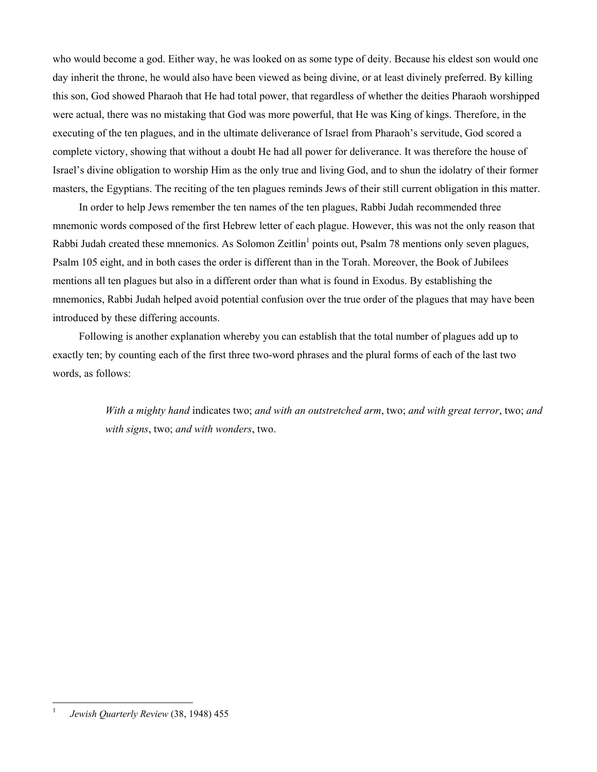who would become a god. Either way, he was looked on as some type of deity. Because his eldest son would one day inherit the throne, he would also have been viewed as being divine, or at least divinely preferred. By killing this son, God showed Pharaoh that He had total power, that regardless of whether the deities Pharaoh worshipped were actual, there was no mistaking that God was more powerful, that He was King of kings. Therefore, in the executing of the ten plagues, and in the ultimate deliverance of Israel from Pharaoh's servitude, God scored a complete victory, showing that without a doubt He had all power for deliverance. It was therefore the house of Israel's divine obligation to worship Him as the only true and living God, and to shun the idolatry of their former masters, the Egyptians. The reciting of the ten plagues reminds Jews of their still current obligation in this matter.

In order to help Jews remember the ten names of the ten plagues, Rabbi Judah recommended three mnemonic words composed of the first Hebrew letter of each plague. However, this was not the only reason that Rabbi Judah created these mnemonics. As Solomon Zeitlin[1] points out, Psalm 78 mentions only seven plagues, Psalm 105 eight, and in both cases the order is different than in the Torah. Moreover, the Book of Jubilees mentions all ten plagues but also in a different order than what is found in Exodus. By establishing the mnemonics, Rabbi Judah helped avoid potential confusion over the true order of the plagues that may have been introduced by these differing accounts.

Following is another explanation whereby you can establish that the total number of plagues add up to exactly ten; by counting each of the first three two-word phrases and the plural forms of each of the last two words, as follows:

> *With a mighty hand* indicates two; *and with an outstretched arm*, two; *and with great terror*, two; *and with signs*, two; *and with wonders*, two.

---

[1] *Jewish Quarterly Review* (38, 1948) 455